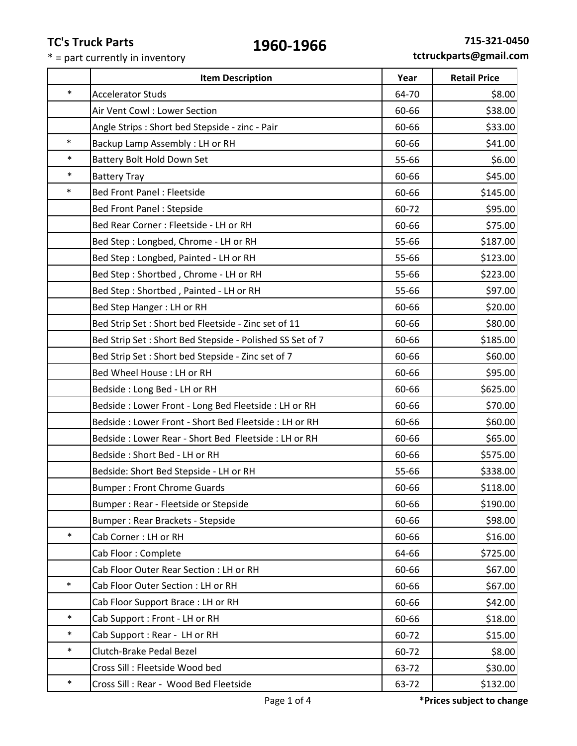**TC's Truck Parts**

\* = part currently in inventory

# 1960-1966

**715-321-0450**
**tctruckparts@gmail.com**

| | Item Description | Year | Retail Price |
|---|---|---|---|
| * | Accelerator Studs | 64-70 | $8.00 |
| | Air Vent Cowl : Lower Section | 60-66 | $38.00 |
| | Angle Strips : Short bed Stepside - zinc - Pair | 60-66 | $33.00 |
| * | Backup Lamp Assembly : LH or RH | 60-66 | $41.00 |
| * | Battery Bolt Hold Down Set | 55-66 | $6.00 |
| * | Battery Tray | 60-66 | $45.00 |
| * | Bed Front Panel : Fleetside | 60-66 | $145.00 |
| | Bed Front Panel : Stepside | 60-72 | $95.00 |
| | Bed Rear Corner : Fleetside - LH or RH | 60-66 | $75.00 |
| | Bed Step : Longbed, Chrome - LH or RH | 55-66 | $187.00 |
| | Bed Step : Longbed, Painted - LH or RH | 55-66 | $123.00 |
| | Bed Step : Shortbed , Chrome - LH or RH | 55-66 | $223.00 |
| | Bed Step : Shortbed , Painted - LH or RH | 55-66 | $97.00 |
| | Bed Step Hanger : LH or RH | 60-66 | $20.00 |
| | Bed Strip Set : Short bed Fleetside - Zinc set of 11 | 60-66 | $80.00 |
| | Bed Strip Set : Short Bed Stepside - Polished SS Set of 7 | 60-66 | $185.00 |
| | Bed Strip Set : Short bed Stepside - Zinc set of 7 | 60-66 | $60.00 |
| | Bed Wheel House : LH or RH | 60-66 | $95.00 |
| | Bedside : Long Bed - LH or RH | 60-66 | $625.00 |
| | Bedside : Lower Front - Long Bed Fleetside : LH or RH | 60-66 | $70.00 |
| | Bedside : Lower Front - Short Bed Fleetside : LH or RH | 60-66 | $60.00 |
| | Bedside : Lower Rear - Short Bed Fleetside : LH or RH | 60-66 | $65.00 |
| | Bedside : Short Bed - LH or RH | 60-66 | $575.00 |
| | Bedside: Short Bed Stepside - LH or RH | 55-66 | $338.00 |
| | Bumper : Front Chrome Guards | 60-66 | $118.00 |
| | Bumper : Rear - Fleetside or Stepside | 60-66 | $190.00 |
| | Bumper : Rear Brackets - Stepside | 60-66 | $98.00 |
| * | Cab Corner : LH or RH | 60-66 | $16.00 |
| | Cab Floor : Complete | 64-66 | $725.00 |
| | Cab Floor Outer Rear Section : LH or RH | 60-66 | $67.00 |
| * | Cab Floor Outer Section : LH or RH | 60-66 | $67.00 |
| | Cab Floor Support Brace : LH or RH | 60-66 | $42.00 |
| * | Cab Support : Front - LH or RH | 60-66 | $18.00 |
| * | Cab Support : Rear - LH or RH | 60-72 | $15.00 |
| * | Clutch-Brake Pedal Bezel | 60-72 | $8.00 |
| | Cross Sill : Fleetside Wood bed | 63-72 | $30.00 |
| * | Cross Sill : Rear - Wood Bed Fleetside | 63-72 | $132.00 |

**\*Prices subject to change**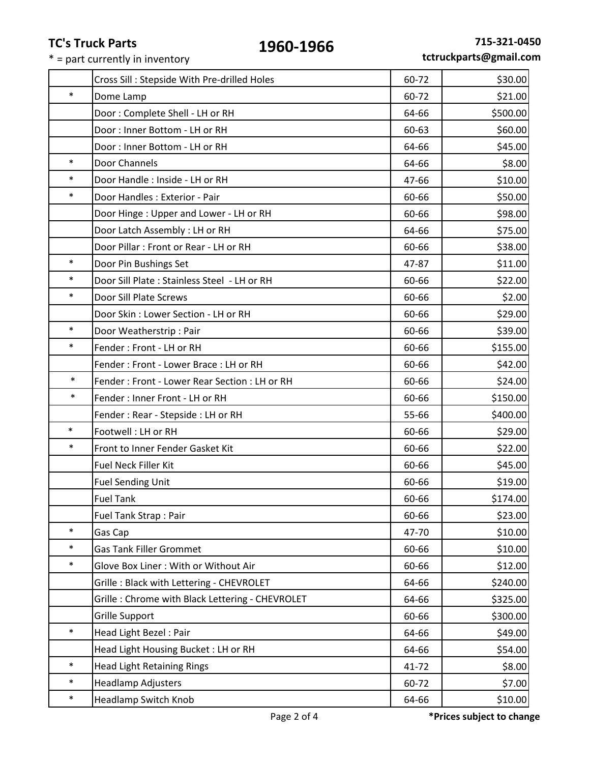**TC's Truck Parts**

* = part currently in inventory

# 1960-1966

**715-321-0450**
**tctruckparts@gmail.com**

| | | | |
|---|---|---|---|
| | Cross Sill : Stepside With Pre-drilled Holes | 60-72 | $30.00 |
| * | Dome Lamp | 60-72 | $21.00 |
| | Door : Complete Shell - LH or RH | 64-66 | $500.00 |
| | Door : Inner Bottom - LH or RH | 60-63 | $60.00 |
| | Door : Inner Bottom - LH or RH | 64-66 | $45.00 |
| * | Door Channels | 64-66 | $8.00 |
| * | Door Handle : Inside - LH or RH | 47-66 | $10.00 |
| * | Door Handles : Exterior - Pair | 60-66 | $50.00 |
| | Door Hinge : Upper and Lower - LH or RH | 60-66 | $98.00 |
| | Door Latch Assembly : LH or RH | 64-66 | $75.00 |
| | Door Pillar : Front or Rear - LH or RH | 60-66 | $38.00 |
| * | Door Pin Bushings Set | 47-87 | $11.00 |
| * | Door Sill Plate : Stainless Steel - LH or RH | 60-66 | $22.00 |
| * | Door Sill Plate Screws | 60-66 | $2.00 |
| | Door Skin : Lower Section - LH or RH | 60-66 | $29.00 |
| * | Door Weatherstrip : Pair | 60-66 | $39.00 |
| * | Fender : Front - LH or RH | 60-66 | $155.00 |
| | Fender : Front - Lower Brace : LH or RH | 60-66 | $42.00 |
| * | Fender : Front - Lower Rear Section : LH or RH | 60-66 | $24.00 |
| * | Fender : Inner Front - LH or RH | 60-66 | $150.00 |
| | Fender : Rear - Stepside : LH or RH | 55-66 | $400.00 |
| * | Footwell : LH or RH | 60-66 | $29.00 |
| * | Front to Inner Fender Gasket Kit | 60-66 | $22.00 |
| | Fuel Neck Filler Kit | 60-66 | $45.00 |
| | Fuel Sending Unit | 60-66 | $19.00 |
| | Fuel Tank | 60-66 | $174.00 |
| | Fuel Tank Strap : Pair | 60-66 | $23.00 |
| * | Gas Cap | 47-70 | $10.00 |
| * | Gas Tank Filler Grommet | 60-66 | $10.00 |
| * | Glove Box Liner : With or Without Air | 60-66 | $12.00 |
| | Grille : Black with Lettering - CHEVROLET | 64-66 | $240.00 |
| | Grille : Chrome with Black Lettering - CHEVROLET | 64-66 | $325.00 |
| | Grille Support | 60-66 | $300.00 |
| * | Head Light Bezel : Pair | 64-66 | $49.00 |
| | Head Light Housing Bucket : LH or RH | 64-66 | $54.00 |
| * | Head Light Retaining Rings | 41-72 | $8.00 |
| * | Headlamp Adjusters | 60-72 | $7.00 |
| * | Headlamp Switch Knob | 64-66 | $10.00 |

**\*Prices subject to change**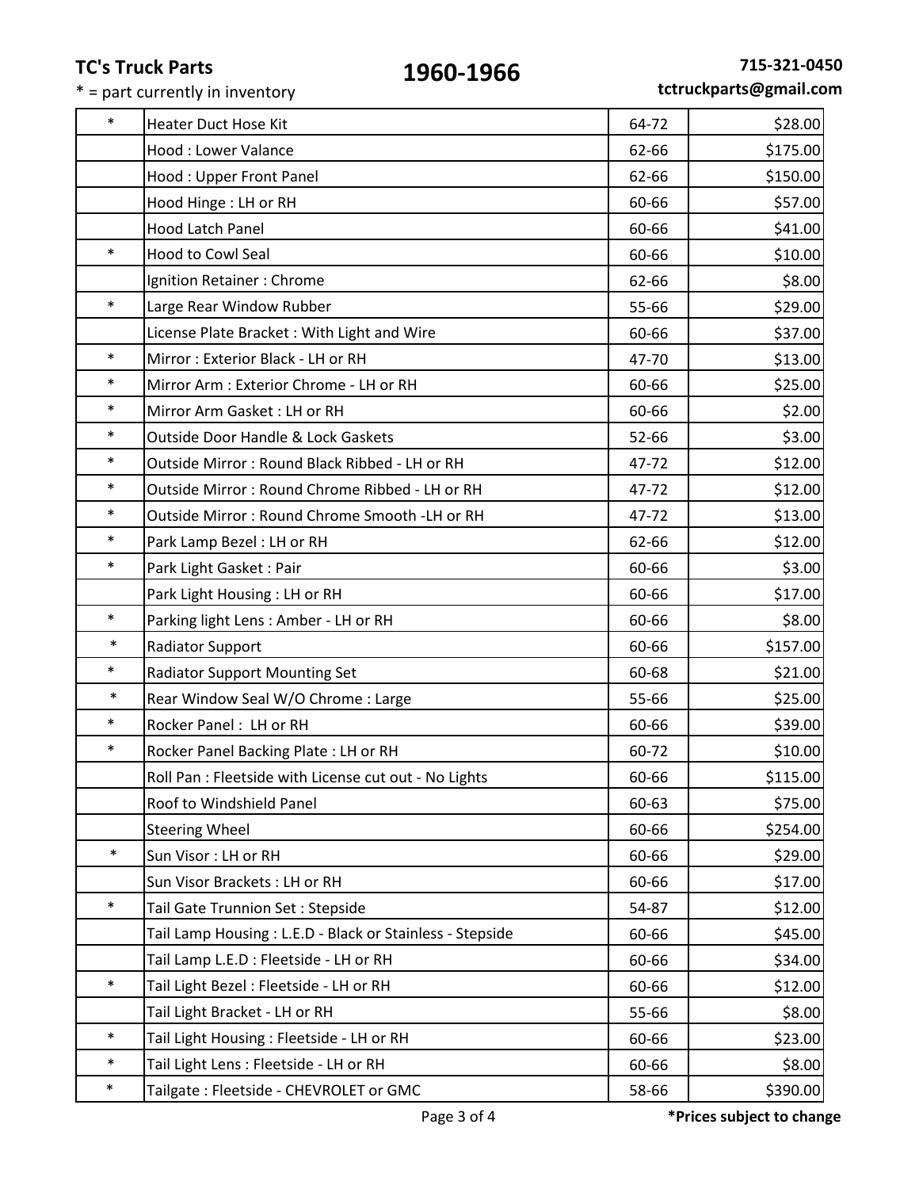**TC's Truck Parts**

\* = part currently in inventory

# 1960-1966

**715-321-0450**
**tctruckparts@gmail.com**

| | | | |
|---|---|---|---|
| * | Heater Duct Hose Kit | 64-72 | $28.00 |
| | Hood : Lower Valance | 62-66 | $175.00 |
| | Hood : Upper Front Panel | 62-66 | $150.00 |
| | Hood Hinge : LH or RH | 60-66 | $57.00 |
| | Hood Latch Panel | 60-66 | $41.00 |
| * | Hood to Cowl Seal | 60-66 | $10.00 |
| | Ignition Retainer : Chrome | 62-66 | $8.00 |
| * | Large Rear Window Rubber | 55-66 | $29.00 |
| | License Plate Bracket : With Light and Wire | 60-66 | $37.00 |
| * | Mirror : Exterior Black - LH or RH | 47-70 | $13.00 |
| * | Mirror Arm : Exterior Chrome - LH or RH | 60-66 | $25.00 |
| * | Mirror Arm Gasket : LH or RH | 60-66 | $2.00 |
| * | Outside Door Handle & Lock Gaskets | 52-66 | $3.00 |
| * | Outside Mirror : Round Black Ribbed - LH or RH | 47-72 | $12.00 |
| * | Outside Mirror : Round Chrome Ribbed - LH or RH | 47-72 | $12.00 |
| * | Outside Mirror : Round Chrome Smooth -LH or RH | 47-72 | $13.00 |
| * | Park Lamp Bezel : LH or RH | 62-66 | $12.00 |
| * | Park Light Gasket : Pair | 60-66 | $3.00 |
| | Park Light Housing : LH or RH | 60-66 | $17.00 |
| * | Parking light Lens : Amber - LH or RH | 60-66 | $8.00 |
| * | Radiator Support | 60-66 | $157.00 |
| * | Radiator Support Mounting Set | 60-68 | $21.00 |
| * | Rear Window Seal W/O Chrome : Large | 55-66 | $25.00 |
| * | Rocker Panel : LH or RH | 60-66 | $39.00 |
| * | Rocker Panel Backing Plate : LH or RH | 60-72 | $10.00 |
| | Roll Pan : Fleetside with License cut out - No Lights | 60-66 | $115.00 |
| | Roof to Windshield Panel | 60-63 | $75.00 |
| | Steering Wheel | 60-66 | $254.00 |
| * | Sun Visor : LH or RH | 60-66 | $29.00 |
| | Sun Visor Brackets : LH or RH | 60-66 | $17.00 |
| * | Tail Gate Trunnion Set : Stepside | 54-87 | $12.00 |
| | Tail Lamp Housing : L.E.D - Black or Stainless - Stepside | 60-66 | $45.00 |
| | Tail Lamp L.E.D : Fleetside - LH or RH | 60-66 | $34.00 |
| * | Tail Light Bezel : Fleetside - LH or RH | 60-66 | $12.00 |
| | Tail Light Bracket - LH or RH | 55-66 | $8.00 |
| * | Tail Light Housing : Fleetside - LH or RH | 60-66 | $23.00 |
| * | Tail Light Lens : Fleetside - LH or RH | 60-66 | $8.00 |
| * | Tailgate : Fleetside - CHEVROLET or GMC | 58-66 | $390.00 |

**\*Prices subject to change**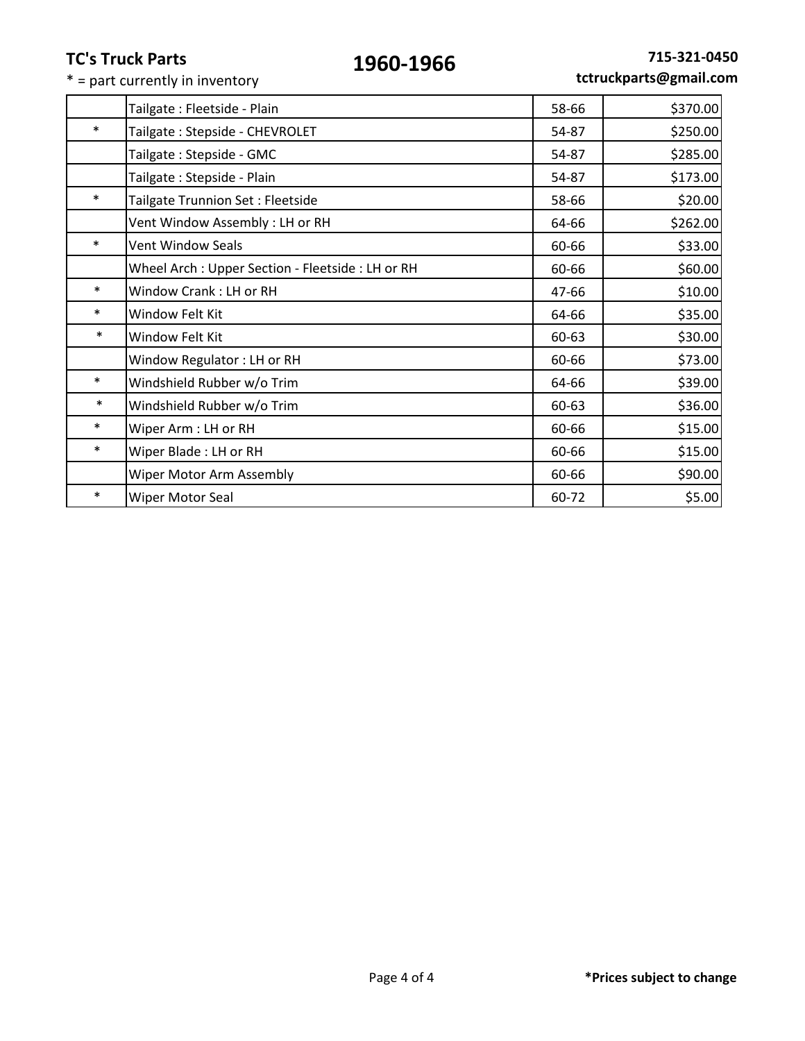**TC's Truck Parts**

\* = part currently in inventory

# 1960-1966

**715-321-0450**
**tctruckparts@gmail.com**

| | | | |
|---|---|---|---|
| | Tailgate : Fleetside - Plain | 58-66 | $370.00 |
| * | Tailgate : Stepside - CHEVROLET | 54-87 | $250.00 |
| | Tailgate : Stepside - GMC | 54-87 | $285.00 |
| | Tailgate : Stepside - Plain | 54-87 | $173.00 |
| * | Tailgate Trunnion Set : Fleetside | 58-66 | $20.00 |
| | Vent Window Assembly : LH or RH | 64-66 | $262.00 |
| * | Vent Window Seals | 60-66 | $33.00 |
| | Wheel Arch : Upper Section - Fleetside : LH or RH | 60-66 | $60.00 |
| * | Window Crank : LH or RH | 47-66 | $10.00 |
| * | Window Felt Kit | 64-66 | $35.00 |
| * | Window Felt Kit | 60-63 | $30.00 |
| | Window Regulator : LH or RH | 60-66 | $73.00 |
| * | Windshield Rubber w/o Trim | 64-66 | $39.00 |
| * | Windshield Rubber w/o Trim | 60-63 | $36.00 |
| * | Wiper Arm : LH or RH | 60-66 | $15.00 |
| * | Wiper Blade : LH or RH | 60-66 | $15.00 |
| | Wiper Motor Arm Assembly | 60-66 | $90.00 |
| * | Wiper Motor Seal | 60-72 | $5.00 |

**\*Prices subject to change**